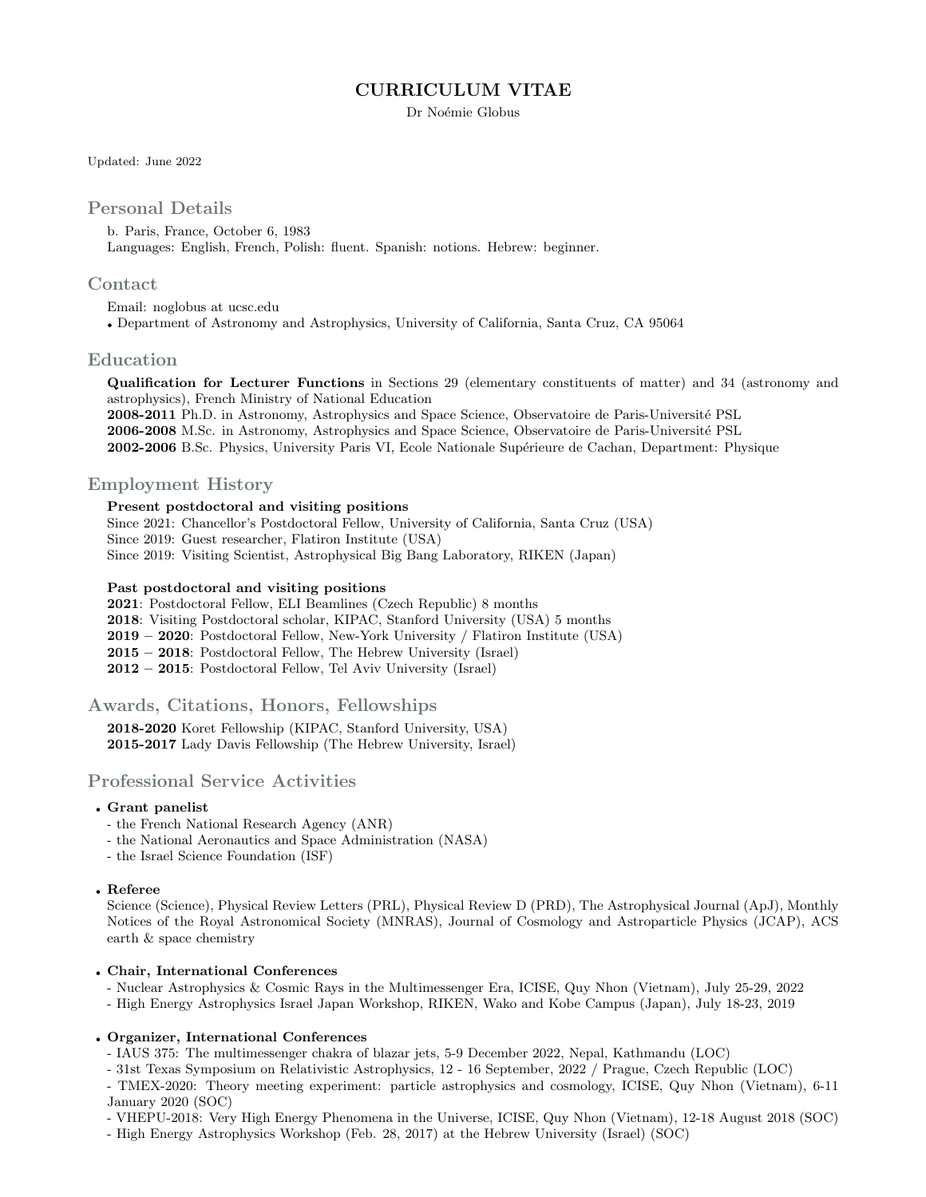# CURRICULUM VITAE

Dr Noémie Globus

Updated: June 2022

## Personal Details

b. Paris, France, October 6, 1983
Languages: English, French, Polish: fluent. Spanish: notions. Hebrew: beginner.

## Contact

Email: noglobus at ucsc.edu

- Department of Astronomy and Astrophysics, University of California, Santa Cruz, CA 95064

## Education

**Qualification for Lecturer Functions** in Sections 29 (elementary constituents of matter) and 34 (astronomy and astrophysics), French Ministry of National Education
**2008-2011** Ph.D. in Astronomy, Astrophysics and Space Science, Observatoire de Paris-Université PSL
**2006-2008** M.Sc. in Astronomy, Astrophysics and Space Science, Observatoire de Paris-Université PSL
**2002-2006** B.Sc. Physics, University Paris VI, Ecole Nationale Supérieure de Cachan, Department: Physique

## Employment History

**Present postdoctoral and visiting positions**
Since 2021: Chancellor's Postdoctoral Fellow, University of California, Santa Cruz (USA)
Since 2019: Guest researcher, Flatiron Institute (USA)
Since 2019: Visiting Scientist, Astrophysical Big Bang Laboratory, RIKEN (Japan)

**Past postdoctoral and visiting positions**
**2021**: Postdoctoral Fellow, ELI Beamlines (Czech Republic) 8 months
**2018**: Visiting Postdoctoral scholar, KIPAC, Stanford University (USA) 5 months
**2019 – 2020**: Postdoctoral Fellow, New-York University / Flatiron Institute (USA)
**2015 – 2018**: Postdoctoral Fellow, The Hebrew University (Israel)
**2012 – 2015**: Postdoctoral Fellow, Tel Aviv University (Israel)

## Awards, Citations, Honors, Fellowships

**2018-2020** Koret Fellowship (KIPAC, Stanford University, USA)
**2015-2017** Lady Davis Fellowship (The Hebrew University, Israel)

## Professional Service Activities

- **Grant panelist**
  - the French National Research Agency (ANR)
  - the National Aeronautics and Space Administration (NASA)
  - the Israel Science Foundation (ISF)

- **Referee**
  Science (Science), Physical Review Letters (PRL), Physical Review D (PRD), The Astrophysical Journal (ApJ), Monthly Notices of the Royal Astronomical Society (MNRAS), Journal of Cosmology and Astroparticle Physics (JCAP), ACS earth & space chemistry

- **Chair, International Conferences**
  - Nuclear Astrophysics & Cosmic Rays in the Multimessenger Era, ICISE, Quy Nhon (Vietnam), July 25-29, 2022
  - High Energy Astrophysics Israel Japan Workshop, RIKEN, Wako and Kobe Campus (Japan), July 18-23, 2019

- **Organizer, International Conferences**
  - IAUS 375: The multimessenger chakra of blazar jets, 5-9 December 2022, Nepal, Kathmandu (LOC)
  - 31st Texas Symposium on Relativistic Astrophysics, 12 - 16 September, 2022 / Prague, Czech Republic (LOC)
  - TMEX-2020: Theory meeting experiment: particle astrophysics and cosmology, ICISE, Quy Nhon (Vietnam), 6-11 January 2020 (SOC)
  - VHEPU-2018: Very High Energy Phenomena in the Universe, ICISE, Quy Nhon (Vietnam), 12-18 August 2018 (SOC)
  - High Energy Astrophysics Workshop (Feb. 28, 2017) at the Hebrew University (Israel) (SOC)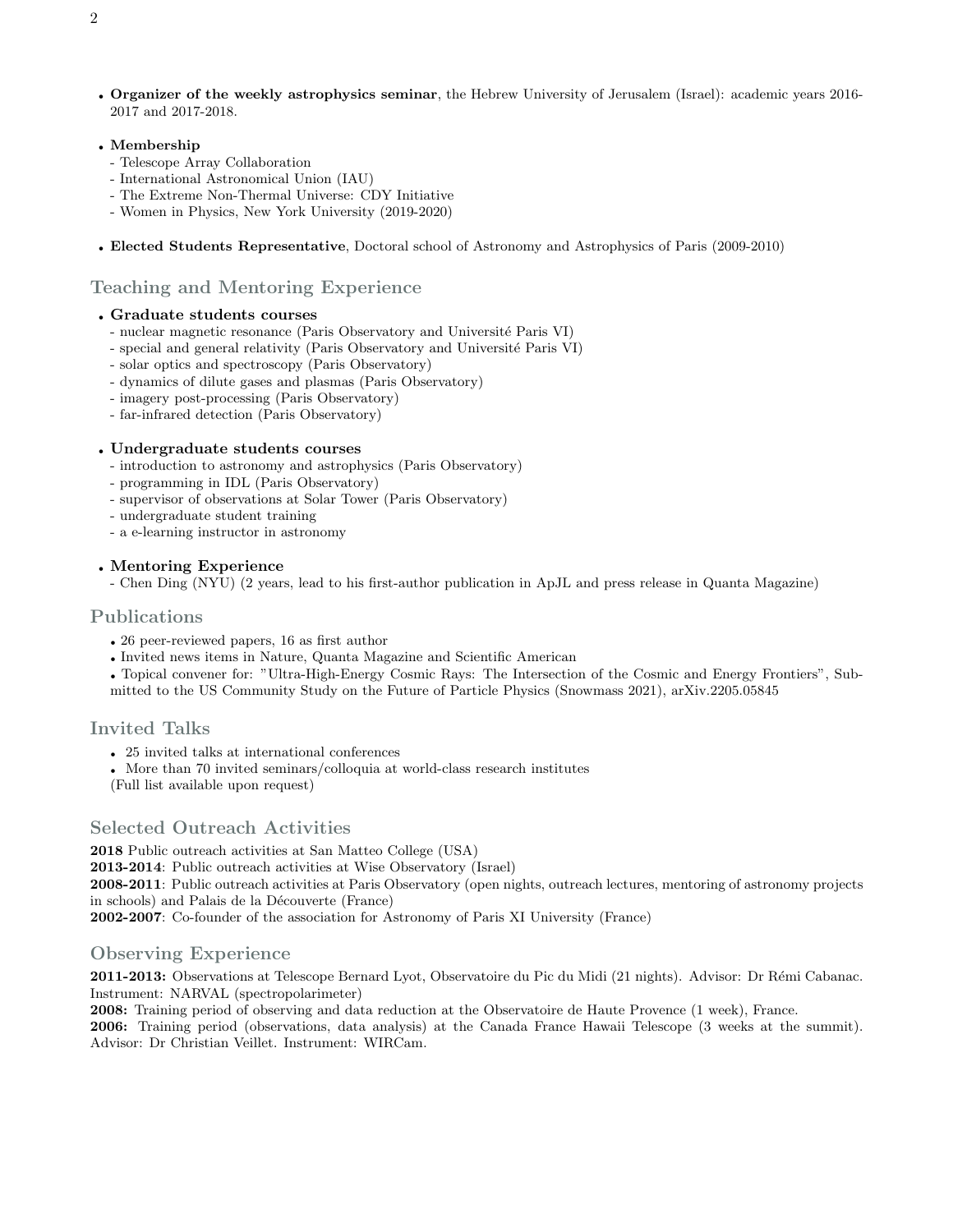- **Organizer of the weekly astrophysics seminar**, the Hebrew University of Jerusalem (Israel): academic years 2016-2017 and 2017-2018.

- **Membership**
  - Telescope Array Collaboration
  - International Astronomical Union (IAU)
  - The Extreme Non-Thermal Universe: CDY Initiative
  - Women in Physics, New York University (2019-2020)

- **Elected Students Representative**, Doctoral school of Astronomy and Astrophysics of Paris (2009-2010)

## Teaching and Mentoring Experience

- **Graduate students courses**
  - nuclear magnetic resonance (Paris Observatory and Université Paris VI)
  - special and general relativity (Paris Observatory and Université Paris VI)
  - solar optics and spectroscopy (Paris Observatory)
  - dynamics of dilute gases and plasmas (Paris Observatory)
  - imagery post-processing (Paris Observatory)
  - far-infrared detection (Paris Observatory)

- **Undergraduate students courses**
  - introduction to astronomy and astrophysics (Paris Observatory)
  - programming in IDL (Paris Observatory)
  - supervisor of observations at Solar Tower (Paris Observatory)
  - undergraduate student training
  - a e-learning instructor in astronomy

- **Mentoring Experience**
  - Chen Ding (NYU) (2 years, lead to his first-author publication in ApJL and press release in Quanta Magazine)

## Publications

- 26 peer-reviewed papers, 16 as first author
- Invited news items in Nature, Quanta Magazine and Scientific American
- Topical convener for: "Ultra-High-Energy Cosmic Rays: The Intersection of the Cosmic and Energy Frontiers", Submitted to the US Community Study on the Future of Particle Physics (Snowmass 2021), arXiv.2205.05845

## Invited Talks

- 25 invited talks at international conferences
- More than 70 invited seminars/colloquia at world-class research institutes

(Full list available upon request)

## Selected Outreach Activities

**2018** Public outreach activities at San Matteo College (USA)
**2013-2014**: Public outreach activities at Wise Observatory (Israel)
**2008-2011**: Public outreach activities at Paris Observatory (open nights, outreach lectures, mentoring of astronomy projects in schools) and Palais de la Découverte (France)
**2002-2007**: Co-founder of the association for Astronomy of Paris XI University (France)

## Observing Experience

**2011-2013:** Observations at Telescope Bernard Lyot, Observatoire du Pic du Midi (21 nights). Advisor: Dr Rémi Cabanac. Instrument: NARVAL (spectropolarimeter)
**2008:** Training period of observing and data reduction at the Observatoire de Haute Provence (1 week), France.
**2006:** Training period (observations, data analysis) at the Canada France Hawaii Telescope (3 weeks at the summit). Advisor: Dr Christian Veillet. Instrument: WIRCam.